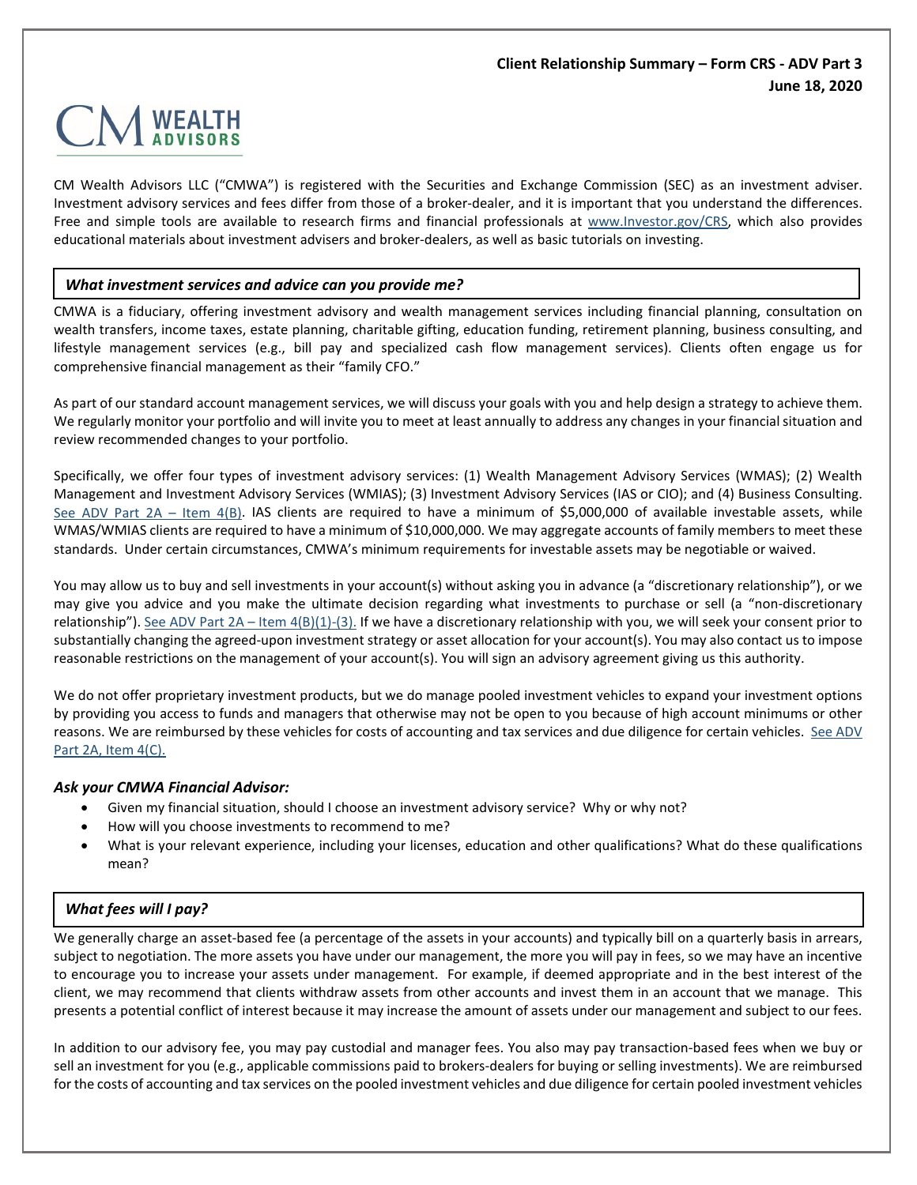**Client Relationship Summary – Form CRS - ADV Part 3**
**June 18, 2020**

CM WEALTH ADVISORS

CM Wealth Advisors LLC ("CMWA") is registered with the Securities and Exchange Commission (SEC) as an investment adviser. Investment advisory services and fees differ from those of a broker-dealer, and it is important that you understand the differences. Free and simple tools are available to research firms and financial professionals at [www.Investor.gov/CRS](http://www.Investor.gov/CRS), which also provides educational materials about investment advisers and broker-dealers, as well as basic tutorials on investing.

## *What investment services and advice can you provide me?*

CMWA is a fiduciary, offering investment advisory and wealth management services including financial planning, consultation on wealth transfers, income taxes, estate planning, charitable gifting, education funding, retirement planning, business consulting, and lifestyle management services (e.g., bill pay and specialized cash flow management services). Clients often engage us for comprehensive financial management as their "family CFO."

As part of our standard account management services, we will discuss your goals with you and help design a strategy to achieve them. We regularly monitor your portfolio and will invite you to meet at least annually to address any changes in your financial situation and review recommended changes to your portfolio.

Specifically, we offer four types of investment advisory services: (1) Wealth Management Advisory Services (WMAS); (2) Wealth Management and Investment Advisory Services (WMIAS); (3) Investment Advisory Services (IAS or CIO); and (4) Business Consulting. See ADV Part 2A – Item 4(B). IAS clients are required to have a minimum of $5,000,000 of available investable assets, while WMAS/WMIAS clients are required to have a minimum of $10,000,000. We may aggregate accounts of family members to meet these standards. Under certain circumstances, CMWA's minimum requirements for investable assets may be negotiable or waived.

You may allow us to buy and sell investments in your account(s) without asking you in advance (a "discretionary relationship"), or we may give you advice and you make the ultimate decision regarding what investments to purchase or sell (a "non-discretionary relationship"). See ADV Part 2A – Item 4(B)(1)-(3). If we have a discretionary relationship with you, we will seek your consent prior to substantially changing the agreed-upon investment strategy or asset allocation for your account(s). You may also contact us to impose reasonable restrictions on the management of your account(s). You will sign an advisory agreement giving us this authority.

We do not offer proprietary investment products, but we do manage pooled investment vehicles to expand your investment options by providing you access to funds and managers that otherwise may not be open to you because of high account minimums or other reasons. We are reimbursed by these vehicles for costs of accounting and tax services and due diligence for certain vehicles. See ADV Part 2A, Item 4(C).

### *Ask your CMWA Financial Advisor:*

- Given my financial situation, should I choose an investment advisory service? Why or why not?
- How will you choose investments to recommend to me?
- What is your relevant experience, including your licenses, education and other qualifications? What do these qualifications mean?

## *What fees will I pay?*

We generally charge an asset-based fee (a percentage of the assets in your accounts) and typically bill on a quarterly basis in arrears, subject to negotiation. The more assets you have under our management, the more you will pay in fees, so we may have an incentive to encourage you to increase your assets under management. For example, if deemed appropriate and in the best interest of the client, we may recommend that clients withdraw assets from other accounts and invest them in an account that we manage. This presents a potential conflict of interest because it may increase the amount of assets under our management and subject to our fees.

In addition to our advisory fee, you may pay custodial and manager fees. You also may pay transaction-based fees when we buy or sell an investment for you (e.g., applicable commissions paid to brokers-dealers for buying or selling investments). We are reimbursed for the costs of accounting and tax services on the pooled investment vehicles and due diligence for certain pooled investment vehicles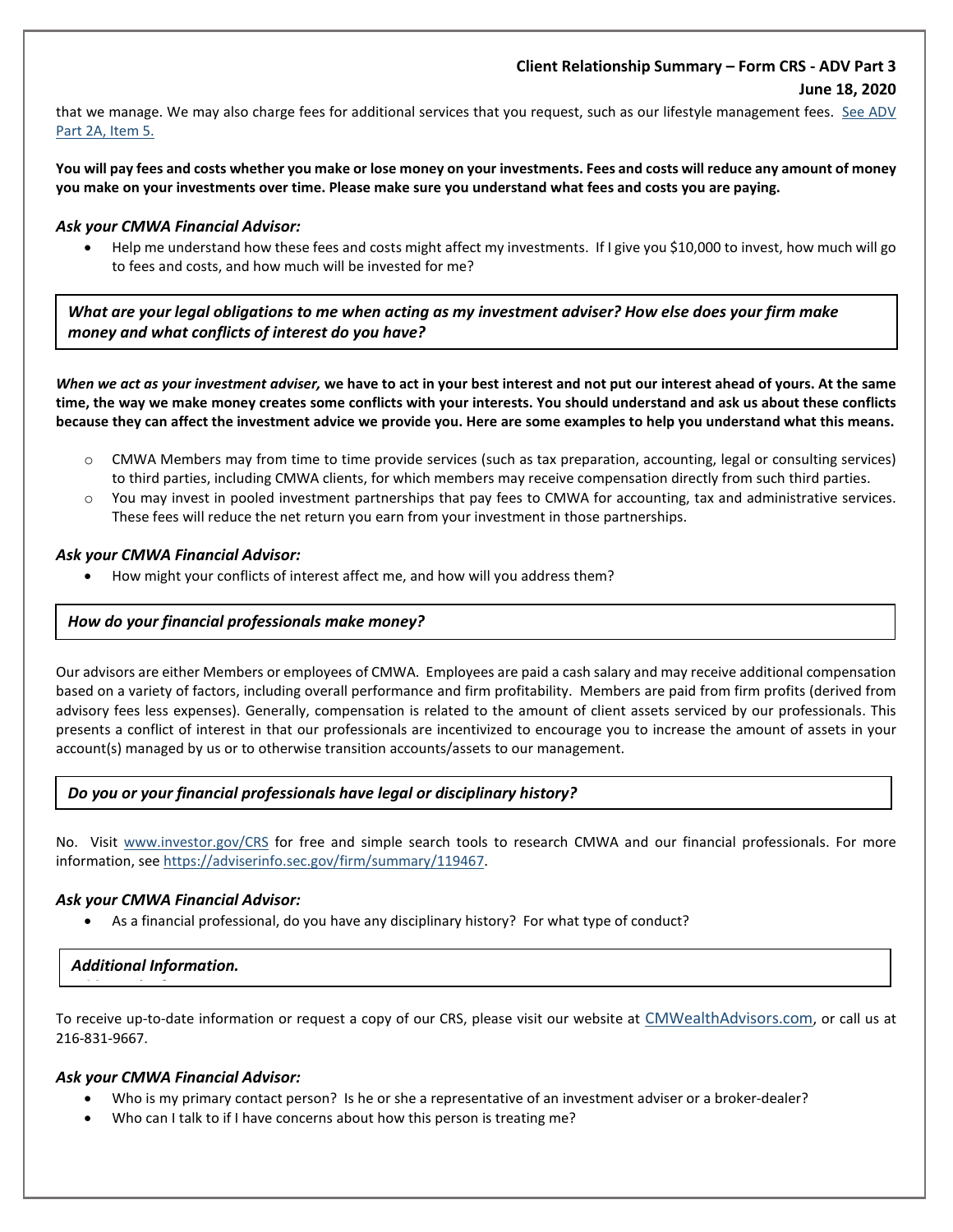that we manage. We may also charge fees for additional services that you request, such as our lifestyle management fees. [See ADV Part 2A, Item 5.](#)

**You will pay fees and costs whether you make or lose money on your investments. Fees and costs will reduce any amount of money you make on your investments over time. Please make sure you understand what fees and costs you are paying.**

***Ask your CMWA Financial Advisor:***

- Help me understand how these fees and costs might affect my investments. If I give you $10,000 to invest, how much will go to fees and costs, and how much will be invested for me?

### *What are your legal obligations to me when acting as my investment adviser? How else does your firm make money and what conflicts of interest do you have?*

***When we act as your investment adviser,*** **we have to act in your best interest and not put our interest ahead of yours. At the same time, the way we make money creates some conflicts with your interests. You should understand and ask us about these conflicts because they can affect the investment advice we provide you. Here are some examples to help you understand what this means.**

- CMWA Members may from time to time provide services (such as tax preparation, accounting, legal or consulting services) to third parties, including CMWA clients, for which members may receive compensation directly from such third parties.
- You may invest in pooled investment partnerships that pay fees to CMWA for accounting, tax and administrative services. These fees will reduce the net return you earn from your investment in those partnerships.

***Ask your CMWA Financial Advisor:***

- How might your conflicts of interest affect me, and how will you address them?

### *How do your financial professionals make money?*

Our advisors are either Members or employees of CMWA. Employees are paid a cash salary and may receive additional compensation based on a variety of factors, including overall performance and firm profitability. Members are paid from firm profits (derived from advisory fees less expenses). Generally, compensation is related to the amount of client assets serviced by our professionals. This presents a conflict of interest in that our professionals are incentivized to encourage you to increase the amount of assets in your account(s) managed by us or to otherwise transition accounts/assets to our management.

### *Do you or your financial professionals have legal or disciplinary history?*

No. Visit www.investor.gov/CRS for free and simple search tools to research CMWA and our financial professionals. For more information, see https://adviserinfo.sec.gov/firm/summary/119467.

***Ask your CMWA Financial Advisor:***

- As a financial professional, do you have any disciplinary history? For what type of conduct?

### *Additional Information.*

To receive up-to-date information or request a copy of our CRS, please visit our website at CMWealthAdvisors.com, or call us at 216-831-9667.

***Ask your CMWA Financial Advisor:***

- Who is my primary contact person? Is he or she a representative of an investment adviser or a broker-dealer?
- Who can I talk to if I have concerns about how this person is treating me?